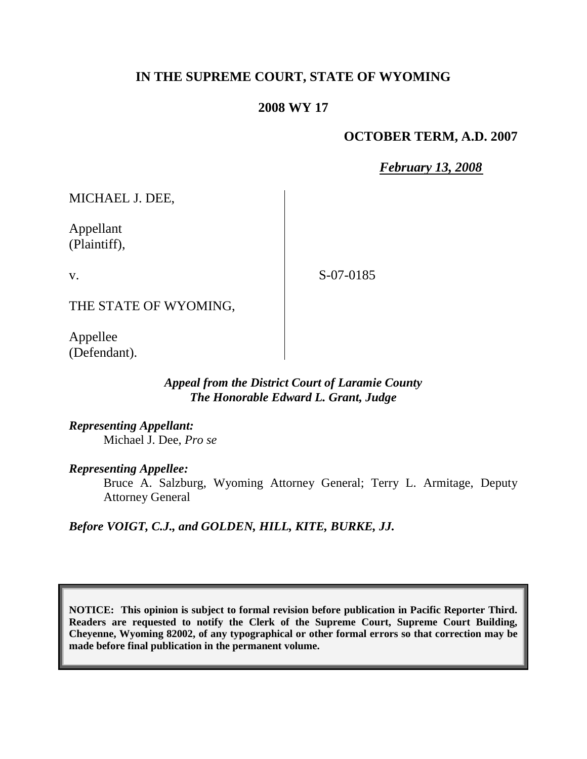**IN THE SUPREME COURT, STATE OF WYOMING**

**2008 WY 17**

**OCTOBER TERM, A.D. 2007**

***February 13, 2008***

MICHAEL J. DEE,

Appellant
(Plaintiff),

v.

S-07-0185

THE STATE OF WYOMING,

Appellee
(Defendant).

***Appeal from the District Court of Laramie County***
***The Honorable Edward L. Grant, Judge***

***Representing Appellant:***
Michael J. Dee, *Pro se*

***Representing Appellee:***
Bruce A. Salzburg, Wyoming Attorney General; Terry L. Armitage, Deputy Attorney General

***Before VOIGT, C.J., and GOLDEN, HILL, KITE, BURKE, JJ.***

**NOTICE: This opinion is subject to formal revision before publication in Pacific Reporter Third. Readers are requested to notify the Clerk of the Supreme Court, Supreme Court Building, Cheyenne, Wyoming 82002, of any typographical or other formal errors so that correction may be made before final publication in the permanent volume.**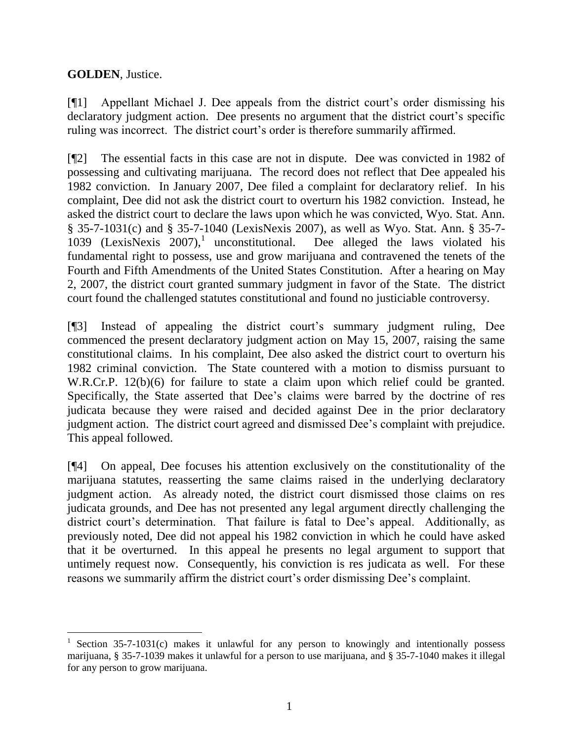**GOLDEN**, Justice.

[¶1] Appellant Michael J. Dee appeals from the district court's order dismissing his declaratory judgment action. Dee presents no argument that the district court's specific ruling was incorrect. The district court's order is therefore summarily affirmed.

[¶2] The essential facts in this case are not in dispute. Dee was convicted in 1982 of possessing and cultivating marijuana. The record does not reflect that Dee appealed his 1982 conviction. In January 2007, Dee filed a complaint for declaratory relief. In his complaint, Dee did not ask the district court to overturn his 1982 conviction. Instead, he asked the district court to declare the laws upon which he was convicted, Wyo. Stat. Ann. § 35-7-1031(c) and § 35-7-1040 (LexisNexis 2007), as well as Wyo. Stat. Ann. § 35-7-1039 (LexisNexis 2007),[1] unconstitutional. Dee alleged the laws violated his fundamental right to possess, use and grow marijuana and contravened the tenets of the Fourth and Fifth Amendments of the United States Constitution. After a hearing on May 2, 2007, the district court granted summary judgment in favor of the State. The district court found the challenged statutes constitutional and found no justiciable controversy.

[¶3] Instead of appealing the district court's summary judgment ruling, Dee commenced the present declaratory judgment action on May 15, 2007, raising the same constitutional claims. In his complaint, Dee also asked the district court to overturn his 1982 criminal conviction. The State countered with a motion to dismiss pursuant to W.R.Cr.P. 12(b)(6) for failure to state a claim upon which relief could be granted. Specifically, the State asserted that Dee's claims were barred by the doctrine of res judicata because they were raised and decided against Dee in the prior declaratory judgment action. The district court agreed and dismissed Dee's complaint with prejudice. This appeal followed.

[¶4] On appeal, Dee focuses his attention exclusively on the constitutionality of the marijuana statutes, reasserting the same claims raised in the underlying declaratory judgment action. As already noted, the district court dismissed those claims on res judicata grounds, and Dee has not presented any legal argument directly challenging the district court's determination. That failure is fatal to Dee's appeal. Additionally, as previously noted, Dee did not appeal his 1982 conviction in which he could have asked that it be overturned. In this appeal he presents no legal argument to support that untimely request now. Consequently, his conviction is res judicata as well. For these reasons we summarily affirm the district court's order dismissing Dee's complaint.

---

[1] Section 35-7-1031(c) makes it unlawful for any person to knowingly and intentionally possess marijuana, § 35-7-1039 makes it unlawful for a person to use marijuana, and § 35-7-1040 makes it illegal for any person to grow marijuana.